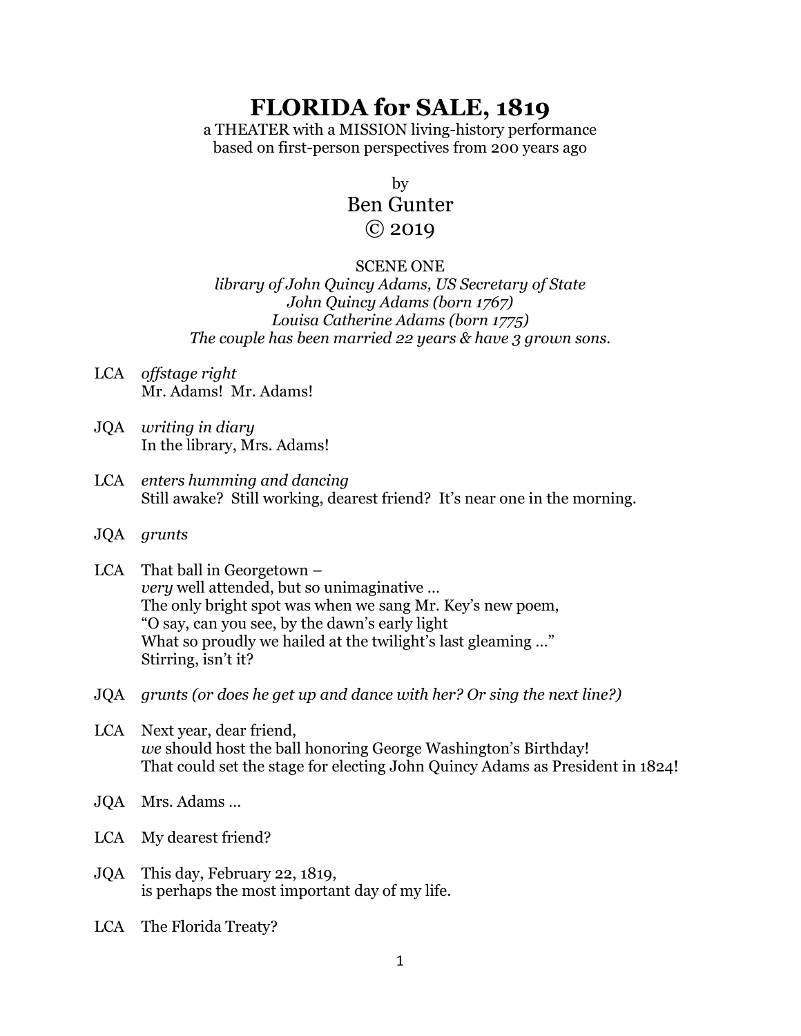# FLORIDA for SALE, 1819

a THEATER with a MISSION living-history performance
based on first-person perspectives from 200 years ago

by
Ben Gunter
© 2019

SCENE ONE
*library of John Quincy Adams, US Secretary of State*
*John Quincy Adams (born 1767)*
*Louisa Catherine Adams (born 1775)*
*The couple has been married 22 years & have 3 grown sons.*

LCA *offstage right*
Mr. Adams! Mr. Adams!

JQA *writing in diary*
In the library, Mrs. Adams!

LCA *enters humming and dancing*
Still awake? Still working, dearest friend? It's near one in the morning.

JQA *grunts*

LCA That ball in Georgetown –
*very* well attended, but so unimaginative …
The only bright spot was when we sang Mr. Key's new poem,
"O say, can you see, by the dawn's early light
What so proudly we hailed at the twilight's last gleaming …"
Stirring, isn't it?

JQA *grunts (or does he get up and dance with her? Or sing the next line?)*

LCA Next year, dear friend,
*we* should host the ball honoring George Washington's Birthday!
That could set the stage for electing John Quincy Adams as President in 1824!

JQA Mrs. Adams …

LCA My dearest friend?

JQA This day, February 22, 1819,
is perhaps the most important day of my life.

LCA The Florida Treaty?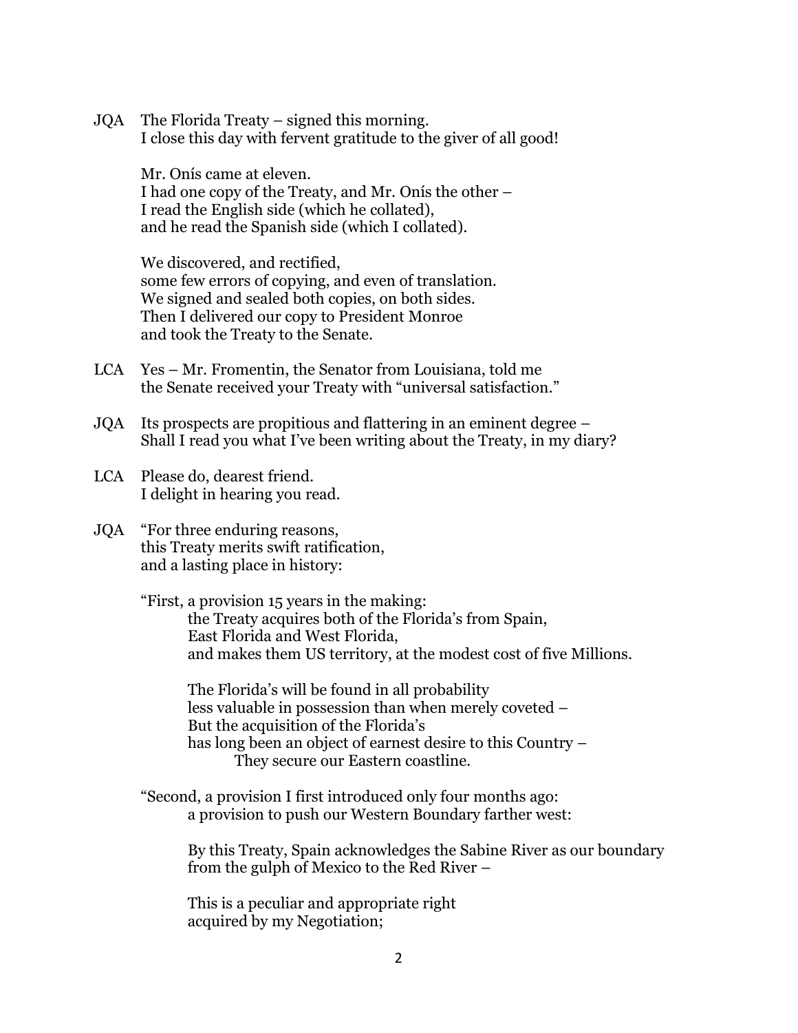JQA The Florida Treaty – signed this morning.
I close this day with fervent gratitude to the giver of all good!

Mr. Onís came at eleven.
I had one copy of the Treaty, and Mr. Onís the other –
I read the English side (which he collated),
and he read the Spanish side (which I collated).

We discovered, and rectified,
some few errors of copying, and even of translation.
We signed and sealed both copies, on both sides.
Then I delivered our copy to President Monroe
and took the Treaty to the Senate.

LCA Yes – Mr. Fromentin, the Senator from Louisiana, told me
the Senate received your Treaty with "universal satisfaction."

JQA Its prospects are propitious and flattering in an eminent degree –
Shall I read you what I've been writing about the Treaty, in my diary?

LCA Please do, dearest friend.
I delight in hearing you read.

JQA "For three enduring reasons,
this Treaty merits swift ratification,
and a lasting place in history:

"First, a provision 15 years in the making:
the Treaty acquires both of the Florida's from Spain,
East Florida and West Florida,
and makes them US territory, at the modest cost of five Millions.

The Florida's will be found in all probability
less valuable in possession than when merely coveted –
But the acquisition of the Florida's
has long been an object of earnest desire to this Country –
They secure our Eastern coastline.

"Second, a provision I first introduced only four months ago:
a provision to push our Western Boundary farther west:

By this Treaty, Spain acknowledges the Sabine River as our boundary
from the gulph of Mexico to the Red River –

This is a peculiar and appropriate right
acquired by my Negotiation;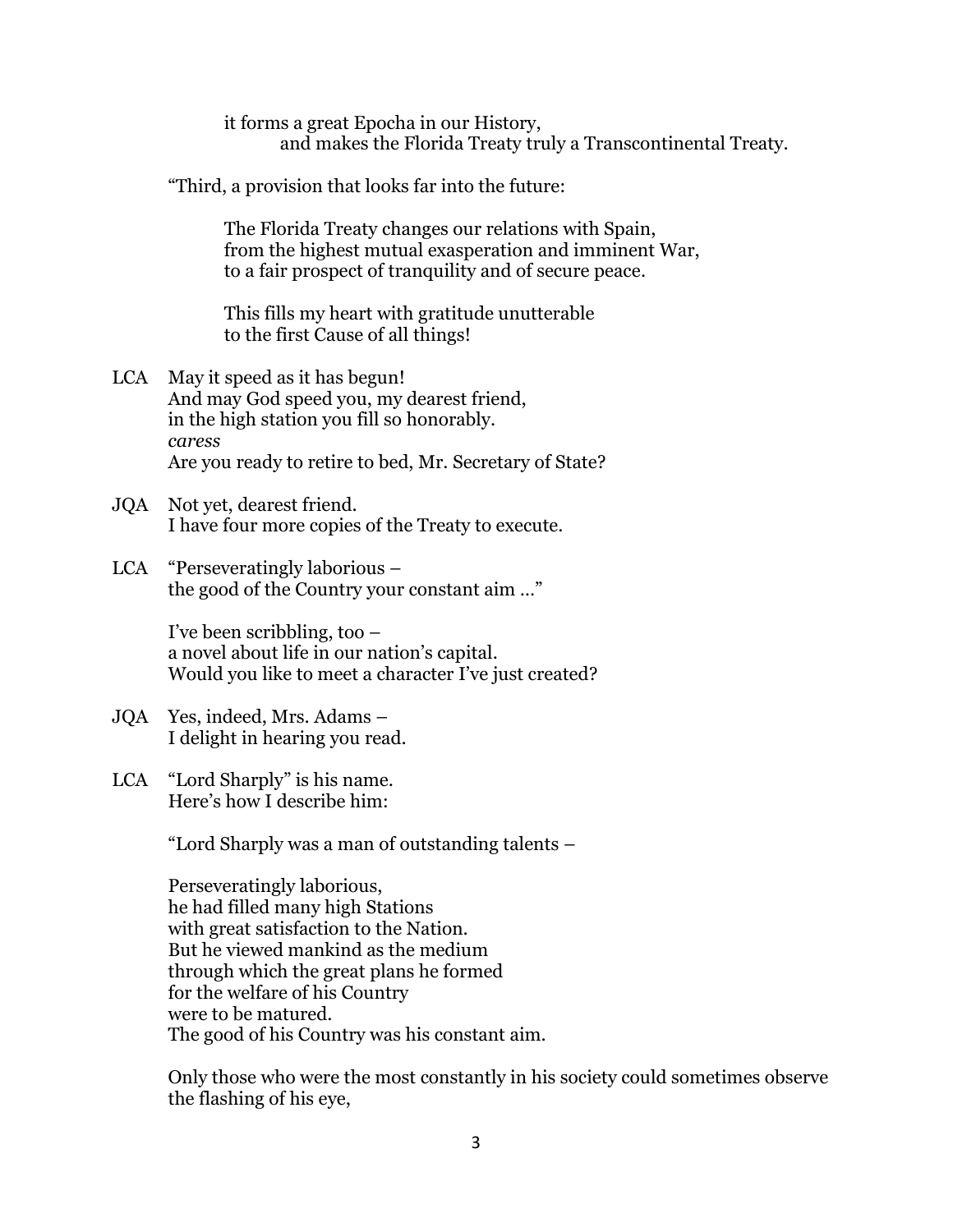it forms a great Epocha in our History,
and makes the Florida Treaty truly a Transcontinental Treaty.

"Third, a provision that looks far into the future:

The Florida Treaty changes our relations with Spain,
from the highest mutual exasperation and imminent War,
to a fair prospect of tranquility and of secure peace.

This fills my heart with gratitude unutterable
to the first Cause of all things!

LCA May it speed as it has begun!
And may God speed you, my dearest friend,
in the high station you fill so honorably.
*caress*
Are you ready to retire to bed, Mr. Secretary of State?

JQA Not yet, dearest friend.
I have four more copies of the Treaty to execute.

LCA "Perseveratingly laborious –
the good of the Country your constant aim …"

I've been scribbling, too –
a novel about life in our nation's capital.
Would you like to meet a character I've just created?

JQA Yes, indeed, Mrs. Adams –
I delight in hearing you read.

LCA "Lord Sharply" is his name.
Here's how I describe him:

"Lord Sharply was a man of outstanding talents –

Perseveratingly laborious,
he had filled many high Stations
with great satisfaction to the Nation.
But he viewed mankind as the medium
through which the great plans he formed
for the welfare of his Country
were to be matured.
The good of his Country was his constant aim.

Only those who were the most constantly in his society could sometimes observe the flashing of his eye,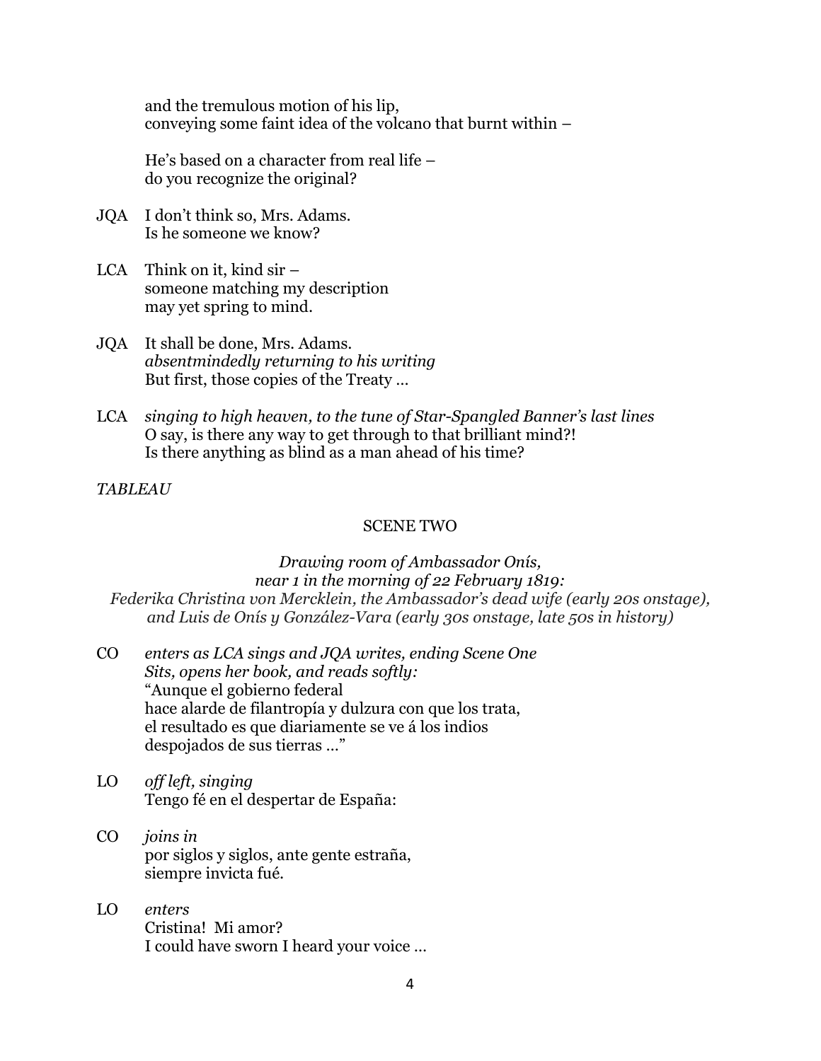and the tremulous motion of his lip,
conveying some faint idea of the volcano that burnt within –

He's based on a character from real life –
do you recognize the original?

JQA  I don't think so, Mrs. Adams.
Is he someone we know?

LCA  Think on it, kind sir –
someone matching my description
may yet spring to mind.

JQA  It shall be done, Mrs. Adams.
*absentmindedly returning to his writing*
But first, those copies of the Treaty …

LCA  *singing to high heaven, to the tune of Star-Spangled Banner's last lines*
O say, is there any way to get through to that brilliant mind?!
Is there anything as blind as a man ahead of his time?

*TABLEAU*

## SCENE TWO

*Drawing room of Ambassador Onís,*
*near 1 in the morning of 22 February 1819:*
*Federika Christina von Mercklein, the Ambassador's dead wife (early 20s onstage),*
*and Luis de Onís y González-Vara (early 30s onstage, late 50s in history)*

CO  *enters as LCA sings and JQA writes, ending Scene One*
*Sits, opens her book, and reads softly:*
"Aunque el gobierno federal
hace alarde de filantropía y dulzura con que los trata,
el resultado es que diariamente se ve á los indios
despojados de sus tierras …"

LO  *off left, singing*
Tengo fé en el despertar de España:

CO  *joins in*
por siglos y siglos, ante gente estraña,
siempre invicta fué.

LO  *enters*
Cristina! Mi amor?
I could have sworn I heard your voice …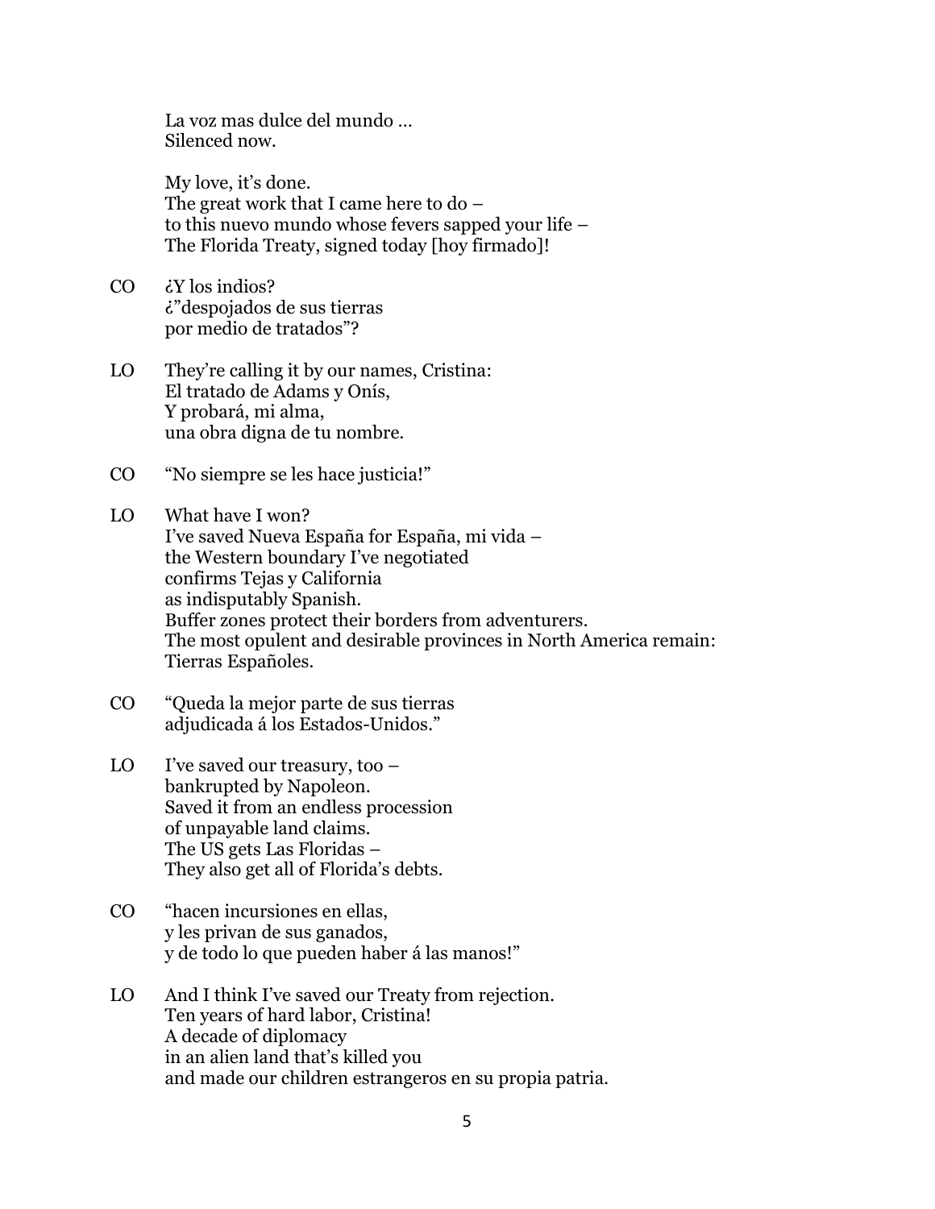La voz mas dulce del mundo …
Silenced now.

My love, it's done.
The great work that I came here to do –
to this nuevo mundo whose fevers sapped your life –
The Florida Treaty, signed today [hoy firmado]!

CO  ¿Y los indios?
¿"despojados de sus tierras
por medio de tratados"?

LO  They're calling it by our names, Cristina:
El tratado de Adams y Onís,
Y probará, mi alma,
una obra digna de tu nombre.

CO  "No siempre se les hace justicia!"

LO  What have I won?
I've saved Nueva España for España, mi vida –
the Western boundary I've negotiated
confirms Tejas y California
as indisputably Spanish.
Buffer zones protect their borders from adventurers.
The most opulent and desirable provinces in North America remain:
Tierras Españoles.

CO  "Queda la mejor parte de sus tierras
adjudicada á los Estados-Unidos."

LO  I've saved our treasury, too –
bankrupted by Napoleon.
Saved it from an endless procession
of unpayable land claims.
The US gets Las Floridas –
They also get all of Florida's debts.

CO  "hacen incursiones en ellas,
y les privan de sus ganados,
y de todo lo que pueden haber á las manos!"

LO  And I think I've saved our Treaty from rejection.
Ten years of hard labor, Cristina!
A decade of diplomacy
in an alien land that's killed you
and made our children estrangeros en su propia patria.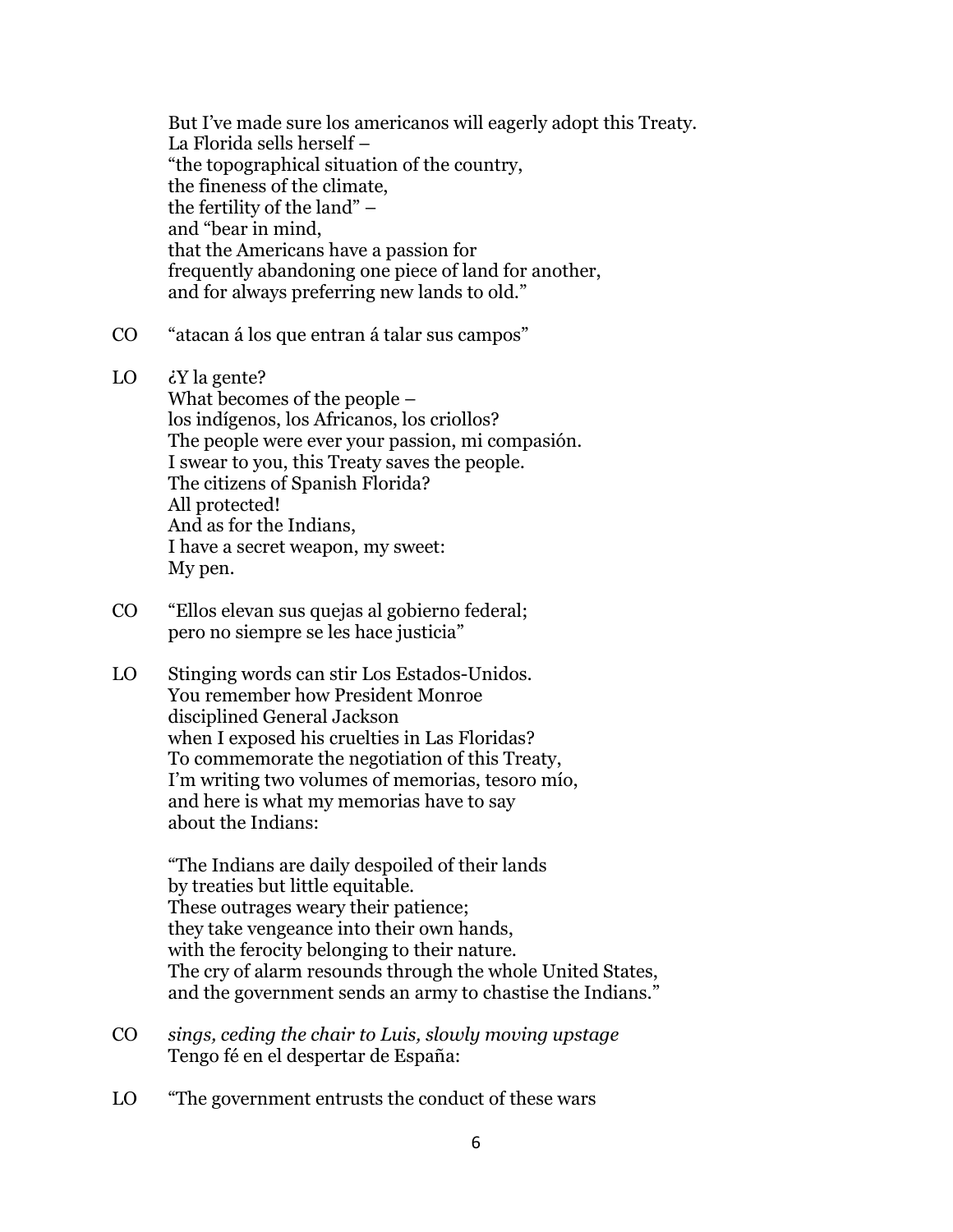But I've made sure los americanos will eagerly adopt this Treaty.
La Florida sells herself –
"the topographical situation of the country,
the fineness of the climate,
the fertility of the land" –
and "bear in mind,
that the Americans have a passion for
frequently abandoning one piece of land for another,
and for always preferring new lands to old."

CO "atacan á los que entran á talar sus campos"

LO ¿Y la gente?
What becomes of the people –
los indígenos, los Africanos, los criollos?
The people were ever your passion, mi compasión.
I swear to you, this Treaty saves the people.
The citizens of Spanish Florida?
All protected!
And as for the Indians,
I have a secret weapon, my sweet:
My pen.

CO "Ellos elevan sus quejas al gobierno federal;
pero no siempre se les hace justicia"

LO Stinging words can stir Los Estados-Unidos.
You remember how President Monroe
disciplined General Jackson
when I exposed his cruelties in Las Floridas?
To commemorate the negotiation of this Treaty,
I'm writing two volumes of memorias, tesoro mío,
and here is what my memorias have to say
about the Indians:

"The Indians are daily despoiled of their lands
by treaties but little equitable.
These outrages weary their patience;
they take vengeance into their own hands,
with the ferocity belonging to their nature.
The cry of alarm resounds through the whole United States,
and the government sends an army to chastise the Indians."

CO *sings, ceding the chair to Luis, slowly moving upstage*
Tengo fé en el despertar de España:

LO "The government entrusts the conduct of these wars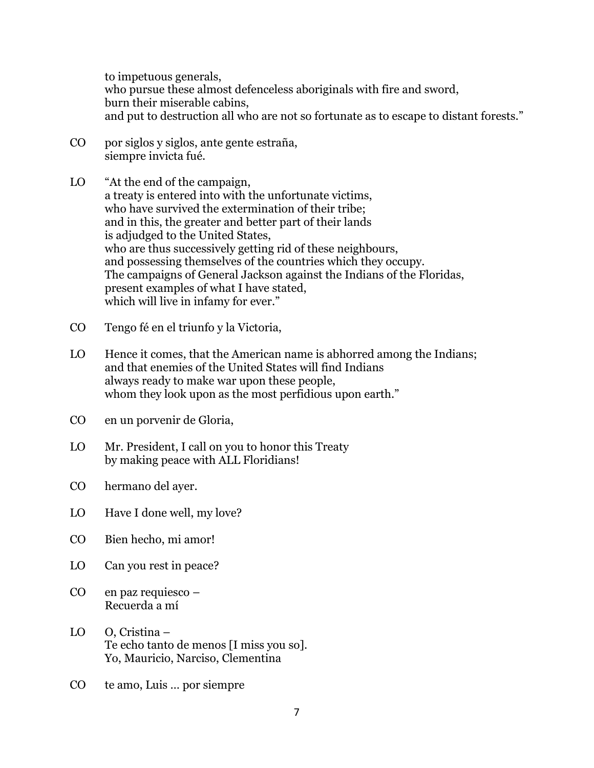to impetuous generals,
who pursue these almost defenceless aboriginals with fire and sword,
burn their miserable cabins,
and put to destruction all who are not so fortunate as to escape to distant forests."

CO  por siglos y siglos, ante gente estraña,
siempre invicta fué.

LO  "At the end of the campaign,
a treaty is entered into with the unfortunate victims,
who have survived the extermination of their tribe;
and in this, the greater and better part of their lands
is adjudged to the United States,
who are thus successively getting rid of these neighbours,
and possessing themselves of the countries which they occupy.
The campaigns of General Jackson against the Indians of the Floridas,
present examples of what I have stated,
which will live in infamy for ever."

CO  Tengo fé en el triunfo y la Victoria,

LO  Hence it comes, that the American name is abhorred among the Indians;
and that enemies of the United States will find Indians
always ready to make war upon these people,
whom they look upon as the most perfidious upon earth."

CO  en un porvenir de Gloria,

LO  Mr. President, I call on you to honor this Treaty
by making peace with ALL Floridians!

CO  hermano del ayer.

LO  Have I done well, my love?

CO  Bien hecho, mi amor!

LO  Can you rest in peace?

CO  en paz requiesco –
Recuerda a mí

LO  O, Cristina –
Te echo tanto de menos [I miss you so].
Yo, Mauricio, Narciso, Clementina

CO  te amo, Luis … por siempre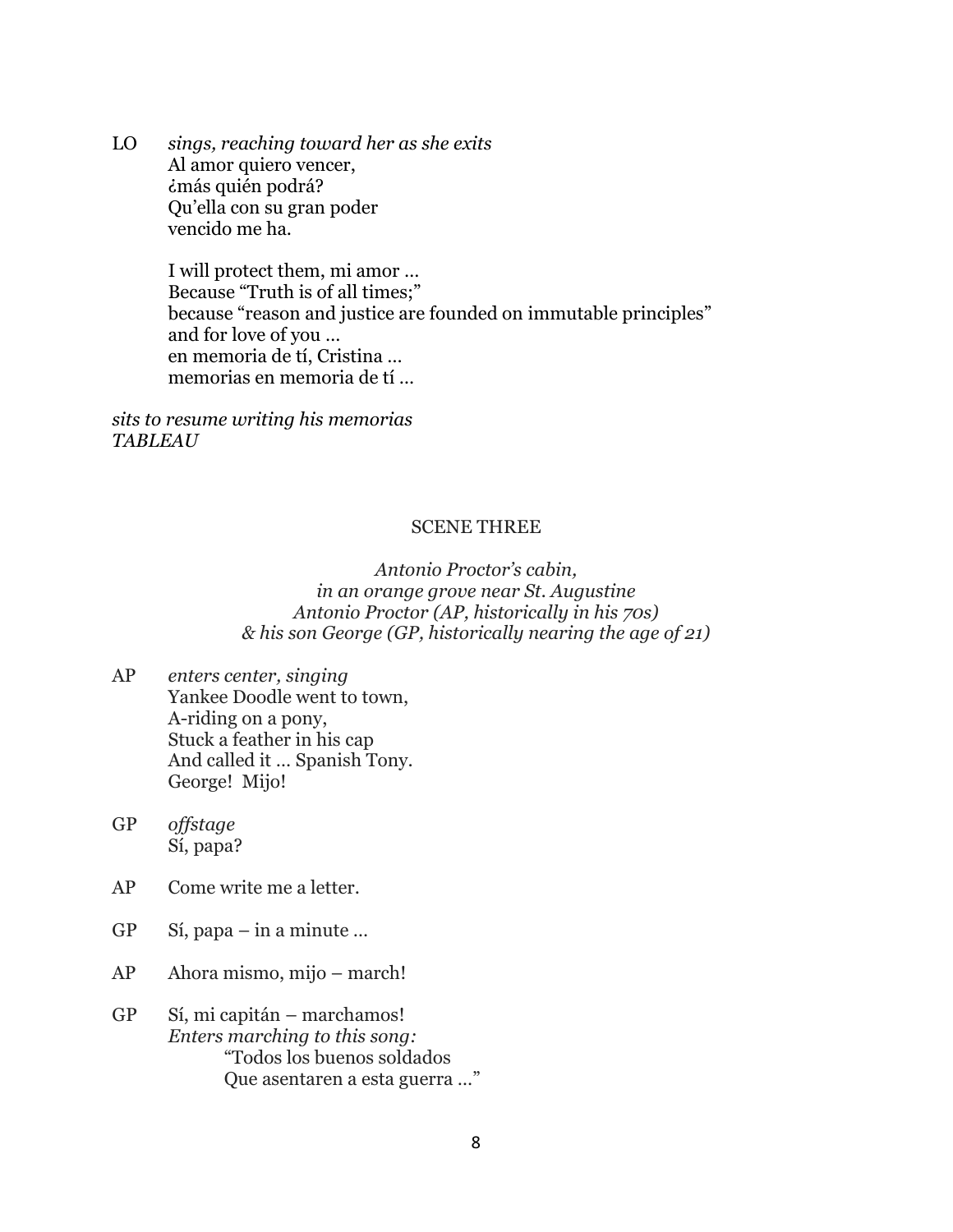LO *sings, reaching toward her as she exits*
Al amor quiero vencer,
¿más quién podrá?
Qu'ella con su gran poder
vencido me ha.

I will protect them, mi amor …
Because "Truth is of all times;"
because "reason and justice are founded on immutable principles"
and for love of you …
en memoria de tí, Cristina …
memorias en memoria de tí …

*sits to resume writing his memorias*
*TABLEAU*

## SCENE THREE

*Antonio Proctor's cabin,*
*in an orange grove near St. Augustine*
*Antonio Proctor (AP, historically in his 70s)*
*& his son George (GP, historically nearing the age of 21)*

AP *enters center, singing*
Yankee Doodle went to town,
A-riding on a pony,
Stuck a feather in his cap
And called it … Spanish Tony.
George! Mijo!

GP *offstage*
Sí, papa?

AP Come write me a letter.

GP Sí, papa – in a minute …

AP Ahora mismo, mijo – march!

GP Sí, mi capitán – marchamos!
*Enters marching to this song:*
"Todos los buenos soldados
Que asentaren a esta guerra …"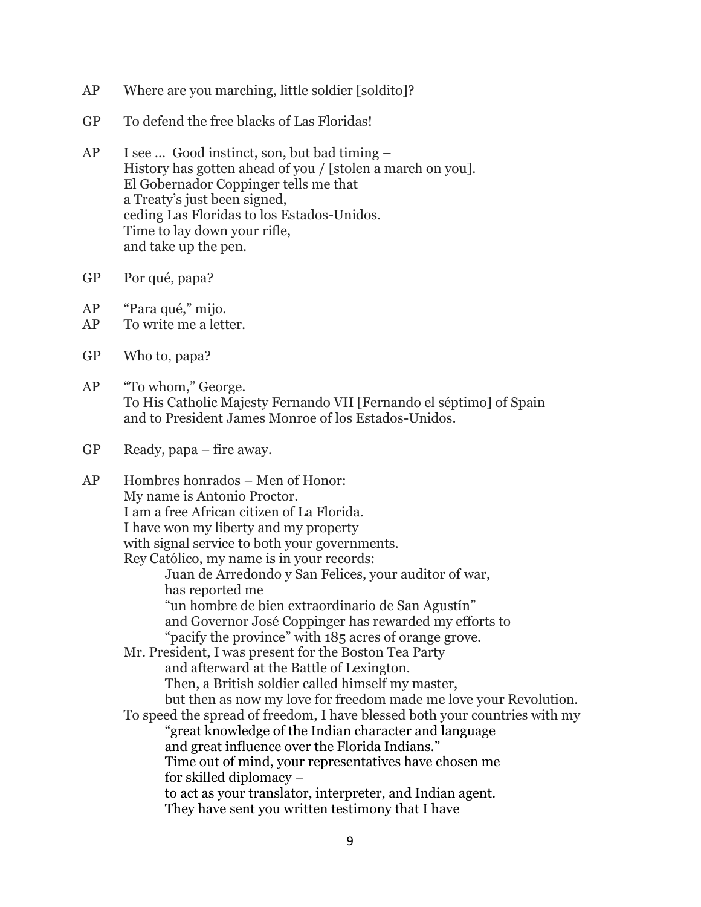AP  Where are you marching, little soldier [soldito]?

GP  To defend the free blacks of Las Floridas!

AP  I see … Good instinct, son, but bad timing –
History has gotten ahead of you / [stolen a march on you].
El Gobernador Coppinger tells me that
a Treaty's just been signed,
ceding Las Floridas to los Estados-Unidos.
Time to lay down your rifle,
and take up the pen.

GP  Por qué, papa?

AP  "Para qué," mijo.
AP  To write me a letter.

GP  Who to, papa?

AP  "To whom," George.
To His Catholic Majesty Fernando VII [Fernando el séptimo] of Spain
and to President James Monroe of los Estados-Unidos.

GP  Ready, papa – fire away.

AP  Hombres honrados – Men of Honor:
My name is Antonio Proctor.
I am a free African citizen of La Florida.
I have won my liberty and my property
with signal service to both your governments.
Rey Católico, my name is in your records:
    Juan de Arredondo y San Felices, your auditor of war,
    has reported me
    "un hombre de bien extraordinario de San Agustín"
    and Governor José Coppinger has rewarded my efforts to
    "pacify the province" with 185 acres of orange grove.
Mr. President, I was present for the Boston Tea Party
    and afterward at the Battle of Lexington.
    Then, a British soldier called himself my master,
    but then as now my love for freedom made me love your Revolution.
To speed the spread of freedom, I have blessed both your countries with my
    "great knowledge of the Indian character and language
    and great influence over the Florida Indians."
    Time out of mind, your representatives have chosen me
    for skilled diplomacy –
    to act as your translator, interpreter, and Indian agent.
    They have sent you written testimony that I have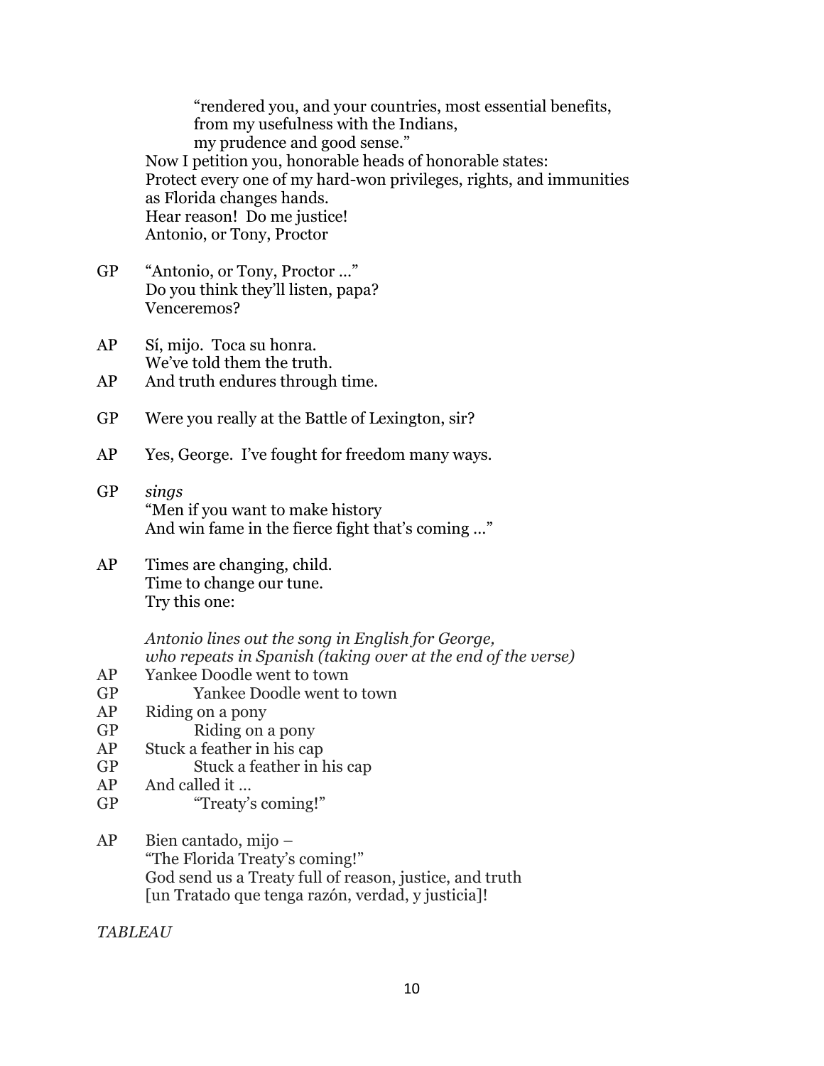"rendered you, and your countries, most essential benefits,  
from my usefulness with the Indians,  
my prudence and good sense."

Now I petition you, honorable heads of honorable states:  
Protect every one of my hard-won privileges, rights, and immunities  
as Florida changes hands.  
Hear reason! Do me justice!  
Antonio, or Tony, Proctor

GP "Antonio, or Tony, Proctor …"  
Do you think they'll listen, papa?  
Venceremos?

AP Sí, mijo. Toca su honra.  
We've told them the truth.

AP And truth endures through time.

GP Were you really at the Battle of Lexington, sir?

AP Yes, George. I've fought for freedom many ways.

GP *sings*  
"Men if you want to make history  
And win fame in the fierce fight that's coming …"

AP Times are changing, child.  
Time to change our tune.  
Try this one:

*Antonio lines out the song in English for George,*  
*who repeats in Spanish (taking over at the end of the verse)*

AP Yankee Doodle went to town  
GP Yankee Doodle went to town  
AP Riding on a pony  
GP Riding on a pony  
AP Stuck a feather in his cap  
GP Stuck a feather in his cap  
AP And called it …  
GP "Treaty's coming!"

AP Bien cantado, mijo –  
"The Florida Treaty's coming!"  
God send us a Treaty full of reason, justice, and truth  
[un Tratado que tenga razón, verdad, y justicia]!

*TABLEAU*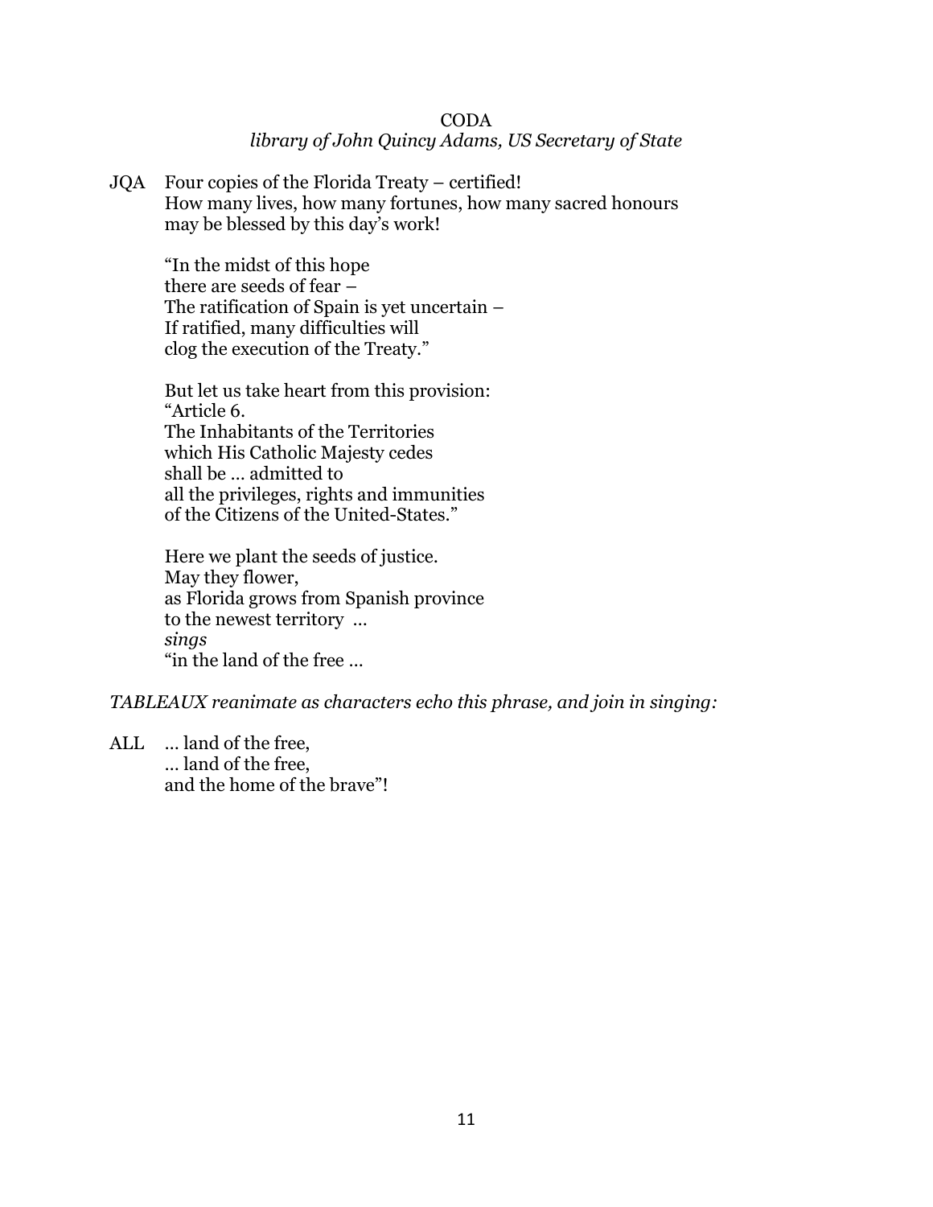## CODA

*library of John Quincy Adams, US Secretary of State*

JQA Four copies of the Florida Treaty – certified!
How many lives, how many fortunes, how many sacred honours
may be blessed by this day's work!

"In the midst of this hope
there are seeds of fear –
The ratification of Spain is yet uncertain –
If ratified, many difficulties will
clog the execution of the Treaty."

But let us take heart from this provision:
"Article 6.
The Inhabitants of the Territories
which His Catholic Majesty cedes
shall be … admitted to
all the privileges, rights and immunities
of the Citizens of the United-States."

Here we plant the seeds of justice.
May they flower,
as Florida grows from Spanish province
to the newest territory …
*sings*
"in the land of the free …

*TABLEAUX reanimate as characters echo this phrase, and join in singing:*

ALL … land of the free,
… land of the free,
and the home of the brave"!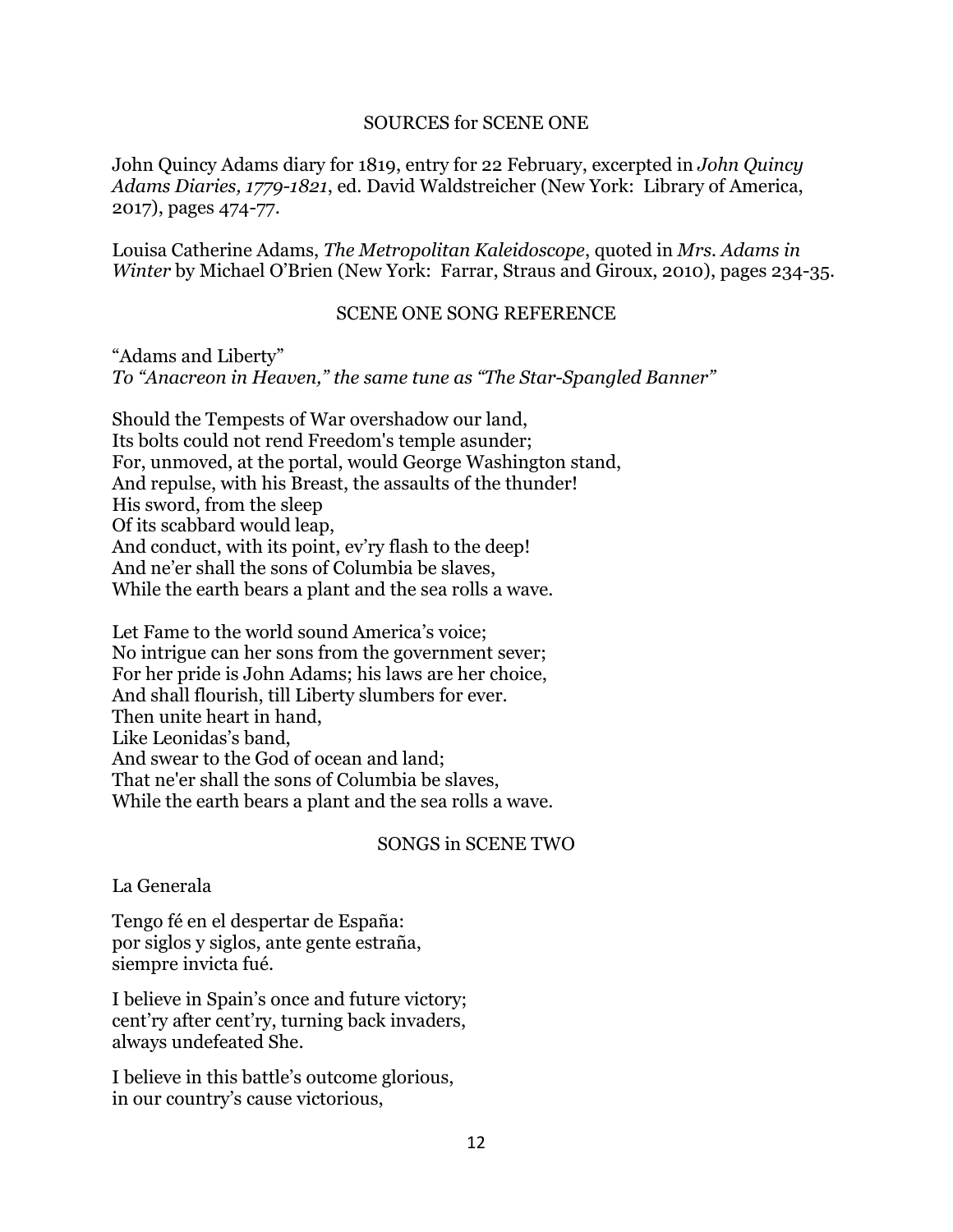## SOURCES for SCENE ONE

John Quincy Adams diary for 1819, entry for 22 February, excerpted in *John Quincy Adams Diaries, 1779-1821*, ed. David Waldstreicher (New York: Library of America, 2017), pages 474-77.

Louisa Catherine Adams, *The Metropolitan Kaleidoscope*, quoted in *Mrs. Adams in Winter* by Michael O'Brien (New York: Farrar, Straus and Giroux, 2010), pages 234-35.

## SCENE ONE SONG REFERENCE

"Adams and Liberty"
*To "Anacreon in Heaven," the same tune as "The Star-Spangled Banner"*

Should the Tempests of War overshadow our land,
Its bolts could not rend Freedom's temple asunder;
For, unmoved, at the portal, would George Washington stand,
And repulse, with his Breast, the assaults of the thunder!
His sword, from the sleep
Of its scabbard would leap,
And conduct, with its point, ev'ry flash to the deep!
And ne'er shall the sons of Columbia be slaves,
While the earth bears a plant and the sea rolls a wave.

Let Fame to the world sound America's voice;
No intrigue can her sons from the government sever;
For her pride is John Adams; his laws are her choice,
And shall flourish, till Liberty slumbers for ever.
Then unite heart in hand,
Like Leonidas's band,
And swear to the God of ocean and land;
That ne'er shall the sons of Columbia be slaves,
While the earth bears a plant and the sea rolls a wave.

## SONGS in SCENE TWO

La Generala

Tengo fé en el despertar de España:
por siglos y siglos, ante gente estraña,
siempre invicta fué.

I believe in Spain's once and future victory;
cent'ry after cent'ry, turning back invaders,
always undefeated She.

I believe in this battle's outcome glorious,
in our country's cause victorious,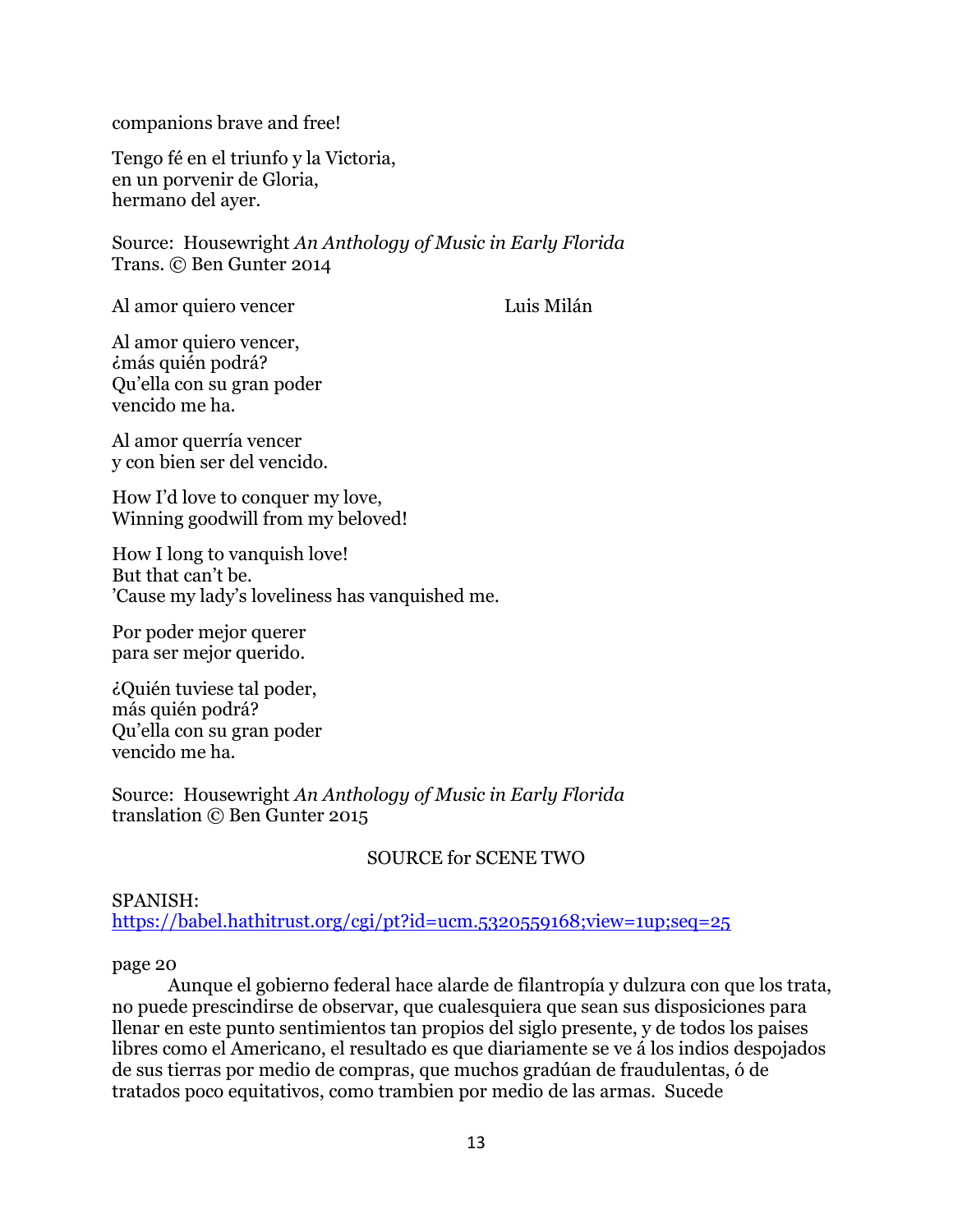companions brave and free!

Tengo fé en el triunfo y la Victoria,  
en un porvenir de Gloria,  
hermano del ayer.

Source: Housewright *An Anthology of Music in Early Florida*  
Trans. © Ben Gunter 2014

Al amor quiero vencer — Luis Milán

Al amor quiero vencer,  
¿más quién podrá?  
Qu'ella con su gran poder  
vencido me ha.

Al amor querría vencer  
y con bien ser del vencido.

How I'd love to conquer my love,  
Winning goodwill from my beloved!

How I long to vanquish love!  
But that can't be.  
'Cause my lady's loveliness has vanquished me.

Por poder mejor querer  
para ser mejor querido.

¿Quién tuviese tal poder,  
más quién podrá?  
Qu'ella con su gran poder  
vencido me ha.

Source: Housewright *An Anthology of Music in Early Florida*  
translation © Ben Gunter 2015

## SOURCE for SCENE TWO

SPANISH:  
https://babel.hathitrust.org/cgi/pt?id=ucm.5320559168;view=1up;seq=25

page 20

Aunque el gobierno federal hace alarde de filantropía y dulzura con que los trata, no puede prescindirse de observar, que cualesquiera que sean sus disposiciones para llenar en este punto sentimientos tan propios del siglo presente, y de todos los paises libres como el Americano, el resultado es que diariamente se ve á los indios despojados de sus tierras por medio de compras, que muchos gradúan de fraudulentas, ó de tratados poco equitativos, como trambien por medio de las armas. Sucede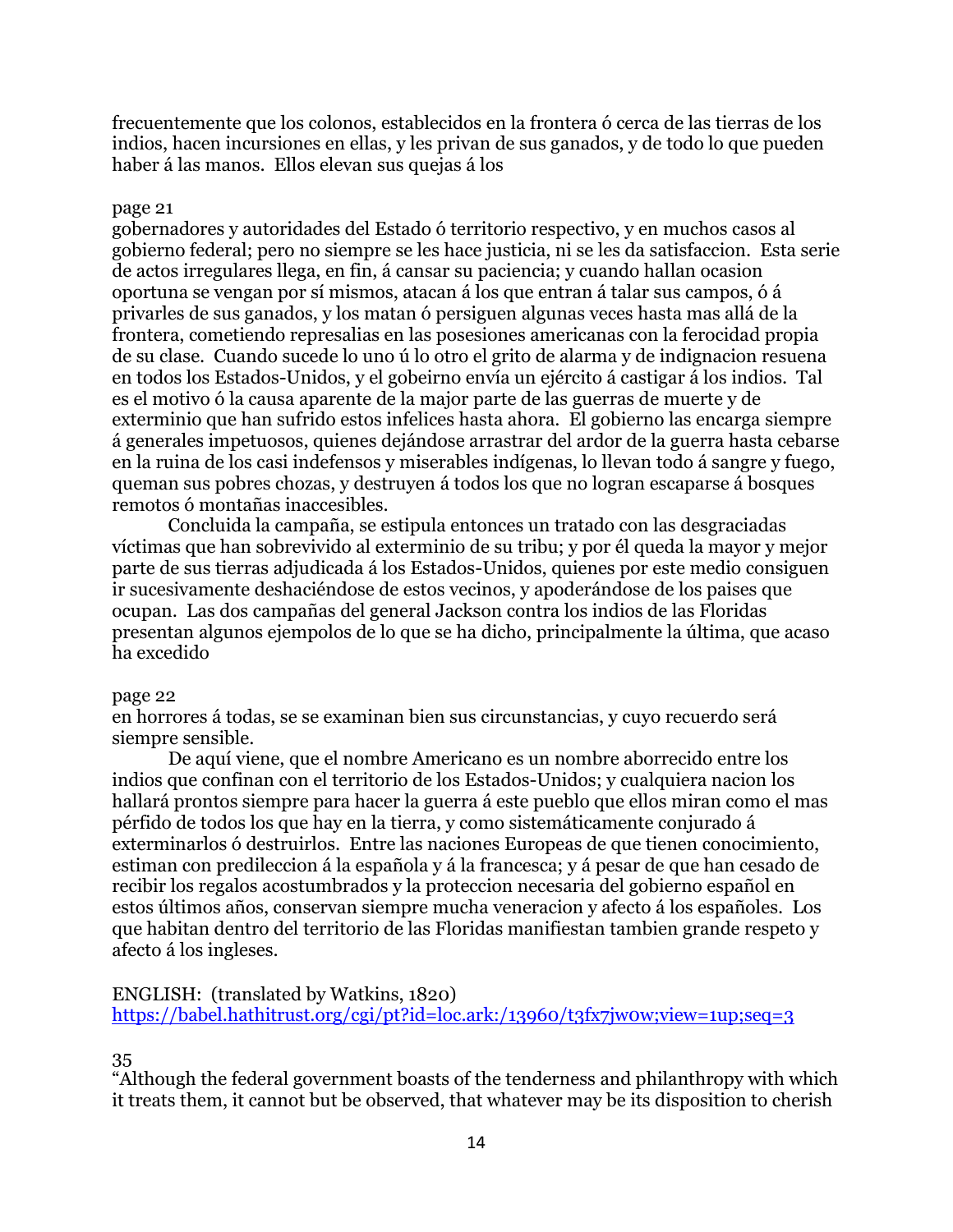frecuentemente que los colonos, establecidos en la frontera ó cerca de las tierras de los indios, hacen incursiones en ellas, y les privan de sus ganados, y de todo lo que pueden haber á las manos. Ellos elevan sus quejas á los

page 21
gobernadores y autoridades del Estado ó territorio respectivo, y en muchos casos al gobierno federal; pero no siempre se les hace justicia, ni se les da satisfaccion. Esta serie de actos irregulares llega, en fin, á cansar su paciencia; y cuando hallan ocasion oportuna se vengan por sí mismos, atacan á los que entran á talar sus campos, ó á privarles de sus ganados, y los matan ó persiguen algunas veces hasta mas allá de la frontera, cometiendo represalias en las posesiones americanas con la ferocidad propia de su clase. Cuando sucede lo uno ú lo otro el grito de alarma y de indignacion resuena en todos los Estados-Unidos, y el gobeirno envía un ejército á castigar á los indios. Tal es el motivo ó la causa aparente de la major parte de las guerras de muerte y de exterminio que han sufrido estos infelices hasta ahora. El gobierno las encarga siempre á generales impetuosos, quienes dejándose arrastrar del ardor de la guerra hasta cebarse en la ruina de los casi indefensos y miserables indígenas, lo llevan todo á sangre y fuego, queman sus pobres chozas, y destruyen á todos los que no logran escaparse á bosques remotos ó montañas inaccesibles.

Concluida la campaña, se estipula entonces un tratado con las desgraciadas víctimas que han sobrevivido al exterminio de su tribu; y por él queda la mayor y mejor parte de sus tierras adjudicada á los Estados-Unidos, quienes por este medio consiguen ir sucesivamente deshaciéndose de estos vecinos, y apoderándose de los paises que ocupan. Las dos campañas del general Jackson contra los indios de las Floridas presentan algunos ejempolos de lo que se ha dicho, principalmente la última, que acaso ha excedido

page 22
en horrores á todas, se se examinan bien sus circunstancias, y cuyo recuerdo será siempre sensible.

De aquí viene, que el nombre Americano es un nombre aborrecido entre los indios que confinan con el territorio de los Estados-Unidos; y cualquiera nacion los hallará prontos siempre para hacer la guerra á este pueblo que ellos miran como el mas pérfido de todos los que hay en la tierra, y como sistemáticamente conjurado á exterminarlos ó destruirlos. Entre las naciones Europeas de que tienen conocimiento, estiman con predileccion á la española y á la francesca; y á pesar de que han cesado de recibir los regalos acostumbrados y la proteccion necesaria del gobierno español en estos últimos años, conservan siempre mucha veneracion y afecto á los españoles. Los que habitan dentro del territorio de las Floridas manifiestan tambien grande respeto y afecto á los ingleses.

ENGLISH: (translated by Watkins, 1820)
https://babel.hathitrust.org/cgi/pt?id=loc.ark:/13960/t3fx7jw0w;view=1up;seq=3

35
"Although the federal government boasts of the tenderness and philanthropy with which it treats them, it cannot but be observed, that whatever may be its disposition to cherish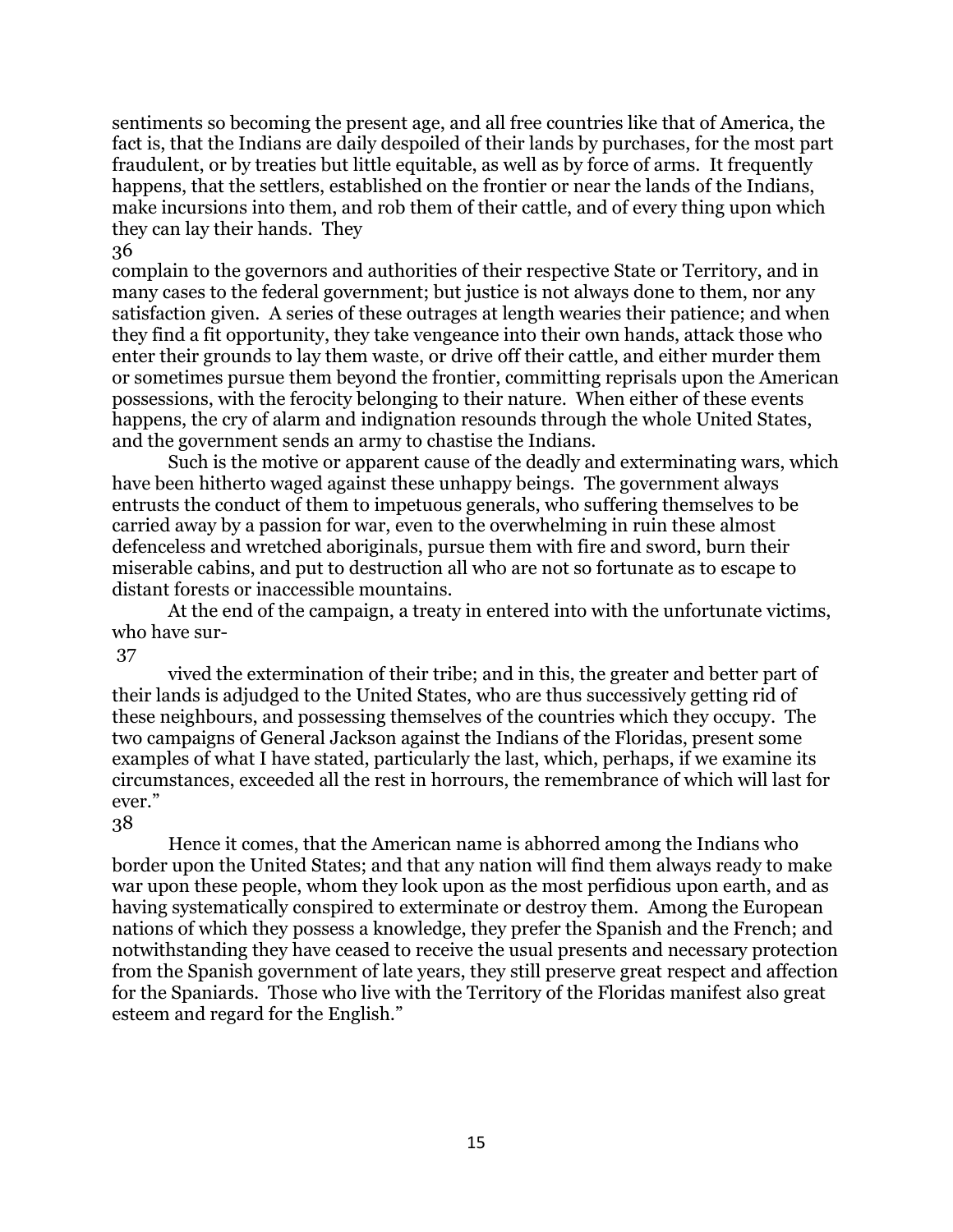sentiments so becoming the present age, and all free countries like that of America, the fact is, that the Indians are daily despoiled of their lands by purchases, for the most part fraudulent, or by treaties but little equitable, as well as by force of arms. It frequently happens, that the settlers, established on the frontier or near the lands of the Indians, make incursions into them, and rob them of their cattle, and of every thing upon which they can lay their hands. They

36

complain to the governors and authorities of their respective State or Territory, and in many cases to the federal government; but justice is not always done to them, nor any satisfaction given. A series of these outrages at length wearies their patience; and when they find a fit opportunity, they take vengeance into their own hands, attack those who enter their grounds to lay them waste, or drive off their cattle, and either murder them or sometimes pursue them beyond the frontier, committing reprisals upon the American possessions, with the ferocity belonging to their nature. When either of these events happens, the cry of alarm and indignation resounds through the whole United States, and the government sends an army to chastise the Indians.

Such is the motive or apparent cause of the deadly and exterminating wars, which have been hitherto waged against these unhappy beings. The government always entrusts the conduct of them to impetuous generals, who suffering themselves to be carried away by a passion for war, even to the overwhelming in ruin these almost defenceless and wretched aboriginals, pursue them with fire and sword, burn their miserable cabins, and put to destruction all who are not so fortunate as to escape to distant forests or inaccessible mountains.

At the end of the campaign, a treaty in entered into with the unfortunate victims, who have sur-

37

vived the extermination of their tribe; and in this, the greater and better part of their lands is adjudged to the United States, who are thus successively getting rid of these neighbours, and possessing themselves of the countries which they occupy. The two campaigns of General Jackson against the Indians of the Floridas, present some examples of what I have stated, particularly the last, which, perhaps, if we examine its circumstances, exceeded all the rest in horrours, the remembrance of which will last for ever."

38

Hence it comes, that the American name is abhorred among the Indians who border upon the United States; and that any nation will find them always ready to make war upon these people, whom they look upon as the most perfidious upon earth, and as having systematically conspired to exterminate or destroy them. Among the European nations of which they possess a knowledge, they prefer the Spanish and the French; and notwithstanding they have ceased to receive the usual presents and necessary protection from the Spanish government of late years, they still preserve great respect and affection for the Spaniards. Those who live with the Territory of the Floridas manifest also great esteem and regard for the English."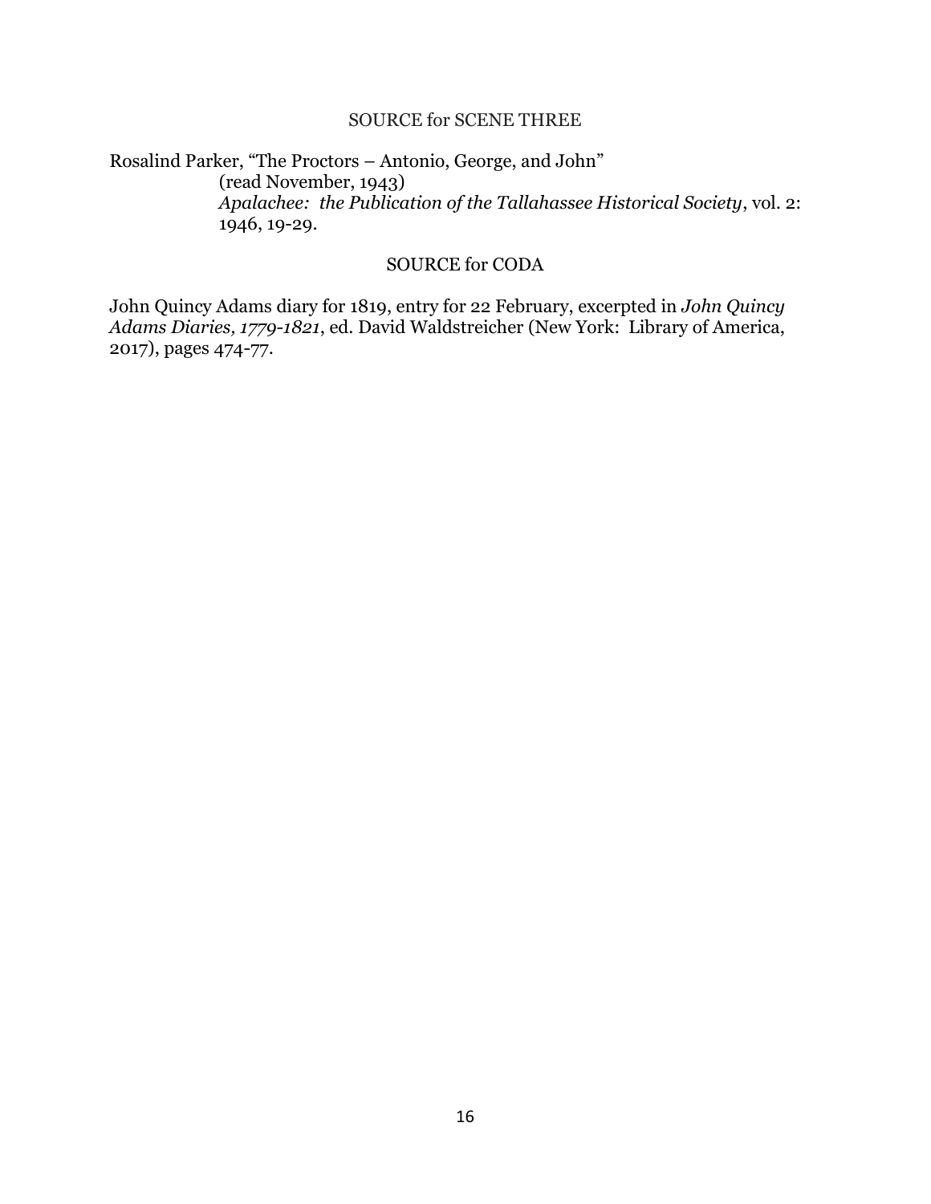## SOURCE for SCENE THREE

Rosalind Parker, "The Proctors – Antonio, George, and John"
(read November, 1943)
*Apalachee: the Publication of the Tallahassee Historical Society*, vol. 2: 1946, 19-29.

## SOURCE for CODA

John Quincy Adams diary for 1819, entry for 22 February, excerpted in *John Quincy Adams Diaries, 1779-1821*, ed. David Waldstreicher (New York: Library of America, 2017), pages 474-77.